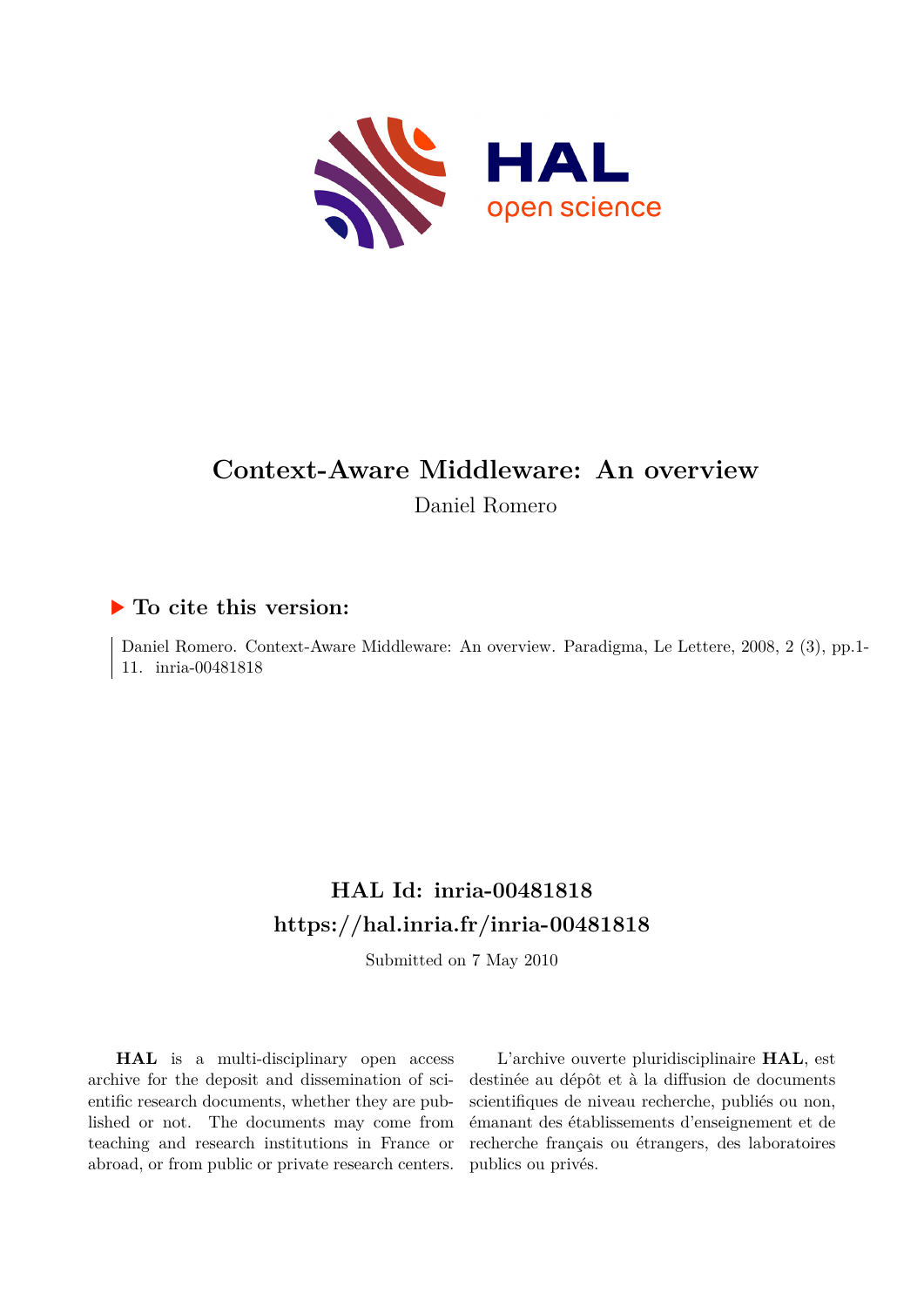# Context-Aware Middleware: An overview

Daniel Romero

## To cite this version:

Daniel Romero. Context-Aware Middleware: An overview. Paradigma, Le Lettere, 2008, 2 (3), pp.1-11. inria-00481818

## HAL Id: inria-00481818

## https://hal.inria.fr/inria-00481818

Submitted on 7 May 2010

**HAL** is a multi-disciplinary open access archive for the deposit and dissemination of scientific research documents, whether they are published or not. The documents may come from teaching and research institutions in France or abroad, or from public or private research centers.

L'archive ouverte pluridisciplinaire **HAL**, est destinée au dépôt et à la diffusion de documents scientifiques de niveau recherche, publiés ou non, émanant des établissements d'enseignement et de recherche français ou étrangers, des laboratoires publics ou privés.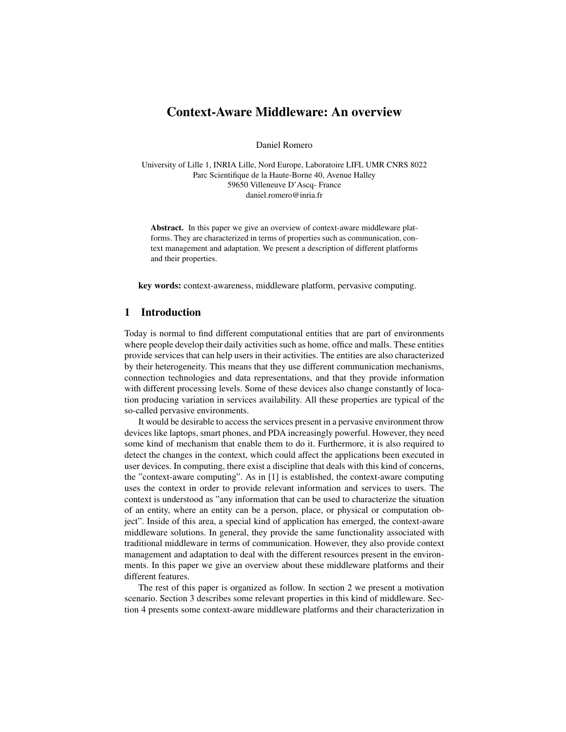# Context-Aware Middleware: An overview

Daniel Romero

University of Lille 1, INRIA Lille, Nord Europe, Laboratoire LIFL UMR CNRS 8022
Parc Scientifique de la Haute-Borne 40, Avenue Halley
59650 Villeneuve D'Ascq- France
daniel.romero@inria.fr

**Abstract.** In this paper we give an overview of context-aware middleware platforms. They are characterized in terms of properties such as communication, context management and adaptation. We present a description of different platforms and their properties.

**key words:** context-awareness, middleware platform, pervasive computing.

## 1 Introduction

Today is normal to find different computational entities that are part of environments where people develop their daily activities such as home, office and malls. These entities provide services that can help users in their activities. The entities are also characterized by their heterogeneity. This means that they use different communication mechanisms, connection technologies and data representations, and that they provide information with different processing levels. Some of these devices also change constantly of location producing variation in services availability. All these properties are typical of the so-called pervasive environments.

It would be desirable to access the services present in a pervasive environment throw devices like laptops, smart phones, and PDA increasingly powerful. However, they need some kind of mechanism that enable them to do it. Furthermore, it is also required to detect the changes in the context, which could affect the applications been executed in user devices. In computing, there exist a discipline that deals with this kind of concerns, the "context-aware computing". As in [1] is established, the context-aware computing uses the context in order to provide relevant information and services to users. The context is understood as "any information that can be used to characterize the situation of an entity, where an entity can be a person, place, or physical or computation object". Inside of this area, a special kind of application has emerged, the context-aware middleware solutions. In general, they provide the same functionality associated with traditional middleware in terms of communication. However, they also provide context management and adaptation to deal with the different resources present in the environments. In this paper we give an overview about these middleware platforms and their different features.

The rest of this paper is organized as follow. In section 2 we present a motivation scenario. Section 3 describes some relevant properties in this kind of middleware. Section 4 presents some context-aware middleware platforms and their characterization in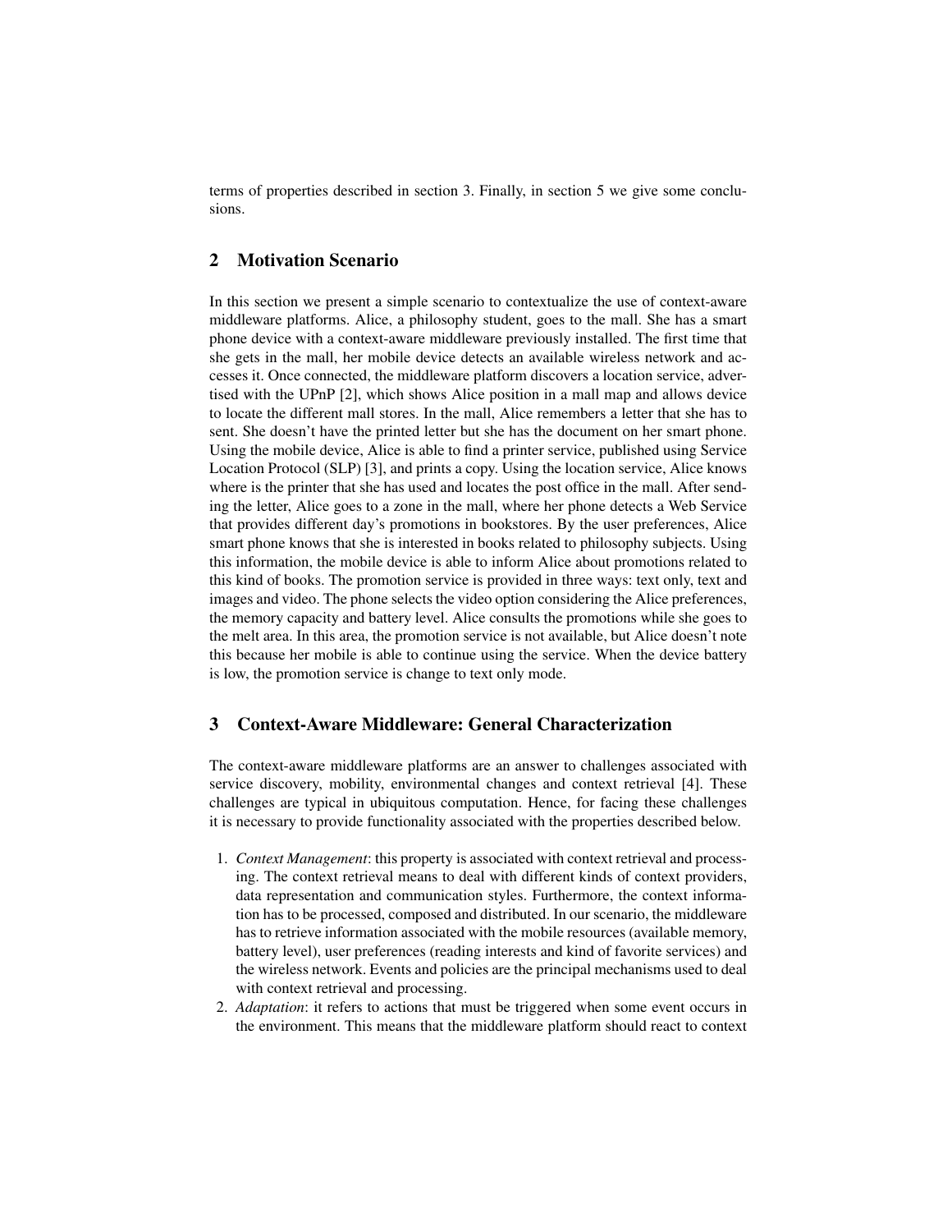terms of properties described in section 3. Finally, in section 5 we give some conclusions.

## 2 Motivation Scenario

In this section we present a simple scenario to contextualize the use of context-aware middleware platforms. Alice, a philosophy student, goes to the mall. She has a smart phone device with a context-aware middleware previously installed. The first time that she gets in the mall, her mobile device detects an available wireless network and accesses it. Once connected, the middleware platform discovers a location service, advertised with the UPnP [2], which shows Alice position in a mall map and allows device to locate the different mall stores. In the mall, Alice remembers a letter that she has to sent. She doesn't have the printed letter but she has the document on her smart phone. Using the mobile device, Alice is able to find a printer service, published using Service Location Protocol (SLP) [3], and prints a copy. Using the location service, Alice knows where is the printer that she has used and locates the post office in the mall. After sending the letter, Alice goes to a zone in the mall, where her phone detects a Web Service that provides different day's promotions in bookstores. By the user preferences, Alice smart phone knows that she is interested in books related to philosophy subjects. Using this information, the mobile device is able to inform Alice about promotions related to this kind of books. The promotion service is provided in three ways: text only, text and images and video. The phone selects the video option considering the Alice preferences, the memory capacity and battery level. Alice consults the promotions while she goes to the melt area. In this area, the promotion service is not available, but Alice doesn't note this because her mobile is able to continue using the service. When the device battery is low, the promotion service is change to text only mode.

## 3 Context-Aware Middleware: General Characterization

The context-aware middleware platforms are an answer to challenges associated with service discovery, mobility, environmental changes and context retrieval [4]. These challenges are typical in ubiquitous computation. Hence, for facing these challenges it is necessary to provide functionality associated with the properties described below.

1. *Context Management*: this property is associated with context retrieval and processing. The context retrieval means to deal with different kinds of context providers, data representation and communication styles. Furthermore, the context information has to be processed, composed and distributed. In our scenario, the middleware has to retrieve information associated with the mobile resources (available memory, battery level), user preferences (reading interests and kind of favorite services) and the wireless network. Events and policies are the principal mechanisms used to deal with context retrieval and processing.
2. *Adaptation*: it refers to actions that must be triggered when some event occurs in the environment. This means that the middleware platform should react to context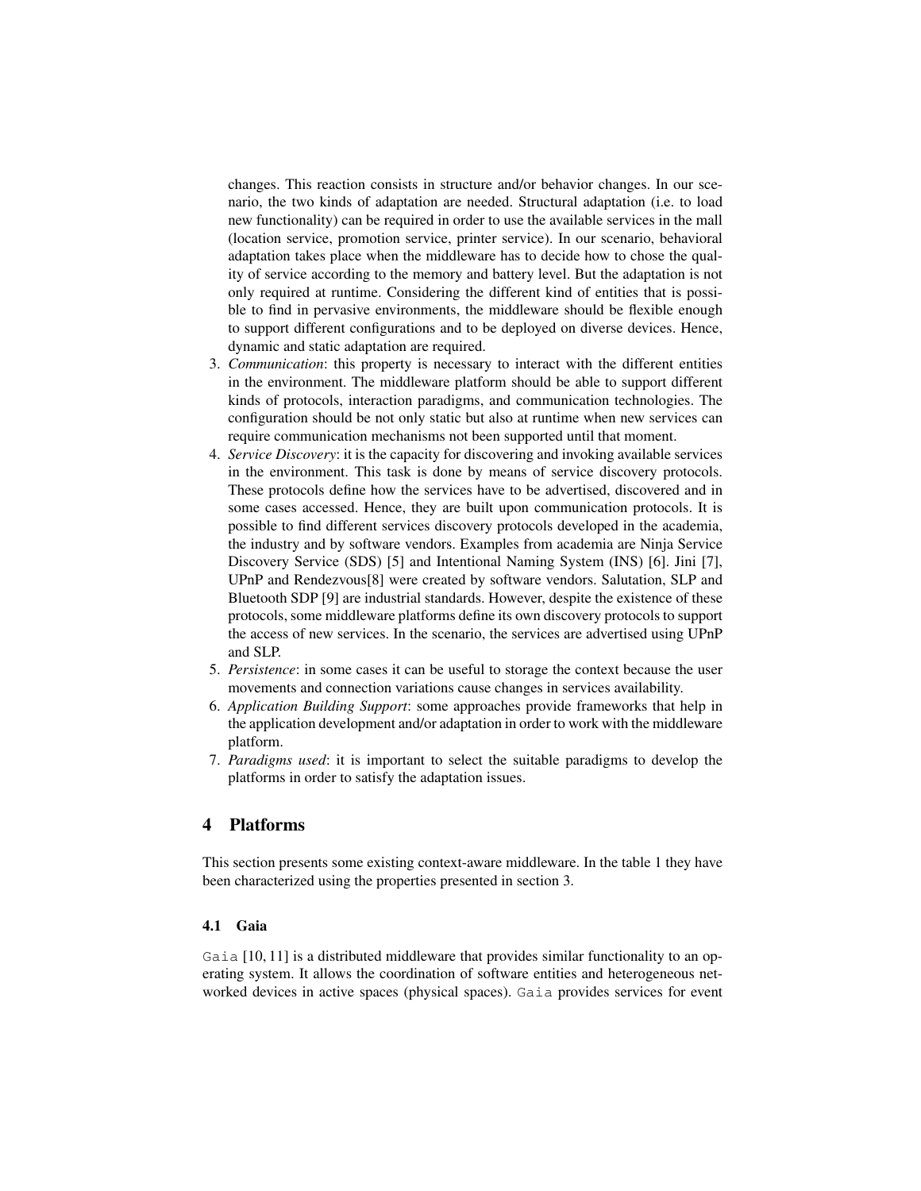changes. This reaction consists in structure and/or behavior changes. In our scenario, the two kinds of adaptation are needed. Structural adaptation (i.e. to load new functionality) can be required in order to use the available services in the mall (location service, promotion service, printer service). In our scenario, behavioral adaptation takes place when the middleware has to decide how to chose the quality of service according to the memory and battery level. But the adaptation is not only required at runtime. Considering the different kind of entities that is possible to find in pervasive environments, the middleware should be flexible enough to support different configurations and to be deployed on diverse devices. Hence, dynamic and static adaptation are required.

3. *Communication*: this property is necessary to interact with the different entities in the environment. The middleware platform should be able to support different kinds of protocols, interaction paradigms, and communication technologies. The configuration should be not only static but also at runtime when new services can require communication mechanisms not been supported until that moment.
4. *Service Discovery*: it is the capacity for discovering and invoking available services in the environment. This task is done by means of service discovery protocols. These protocols define how the services have to be advertised, discovered and in some cases accessed. Hence, they are built upon communication protocols. It is possible to find different services discovery protocols developed in the academia, the industry and by software vendors. Examples from academia are Ninja Service Discovery Service (SDS) [5] and Intentional Naming System (INS) [6]. Jini [7], UPnP and Rendezvous[8] were created by software vendors. Salutation, SLP and Bluetooth SDP [9] are industrial standards. However, despite the existence of these protocols, some middleware platforms define its own discovery protocols to support the access of new services. In the scenario, the services are advertised using UPnP and SLP.
5. *Persistence*: in some cases it can be useful to storage the context because the user movements and connection variations cause changes in services availability.
6. *Application Building Support*: some approaches provide frameworks that help in the application development and/or adaptation in order to work with the middleware platform.
7. *Paradigms used*: it is important to select the suitable paradigms to develop the platforms in order to satisfy the adaptation issues.

## 4 Platforms

This section presents some existing context-aware middleware. In the table 1 they have been characterized using the properties presented in section 3.

### 4.1 Gaia

`Gaia` [10, 11] is a distributed middleware that provides similar functionality to an operating system. It allows the coordination of software entities and heterogeneous networked devices in active spaces (physical spaces). `Gaia` provides services for event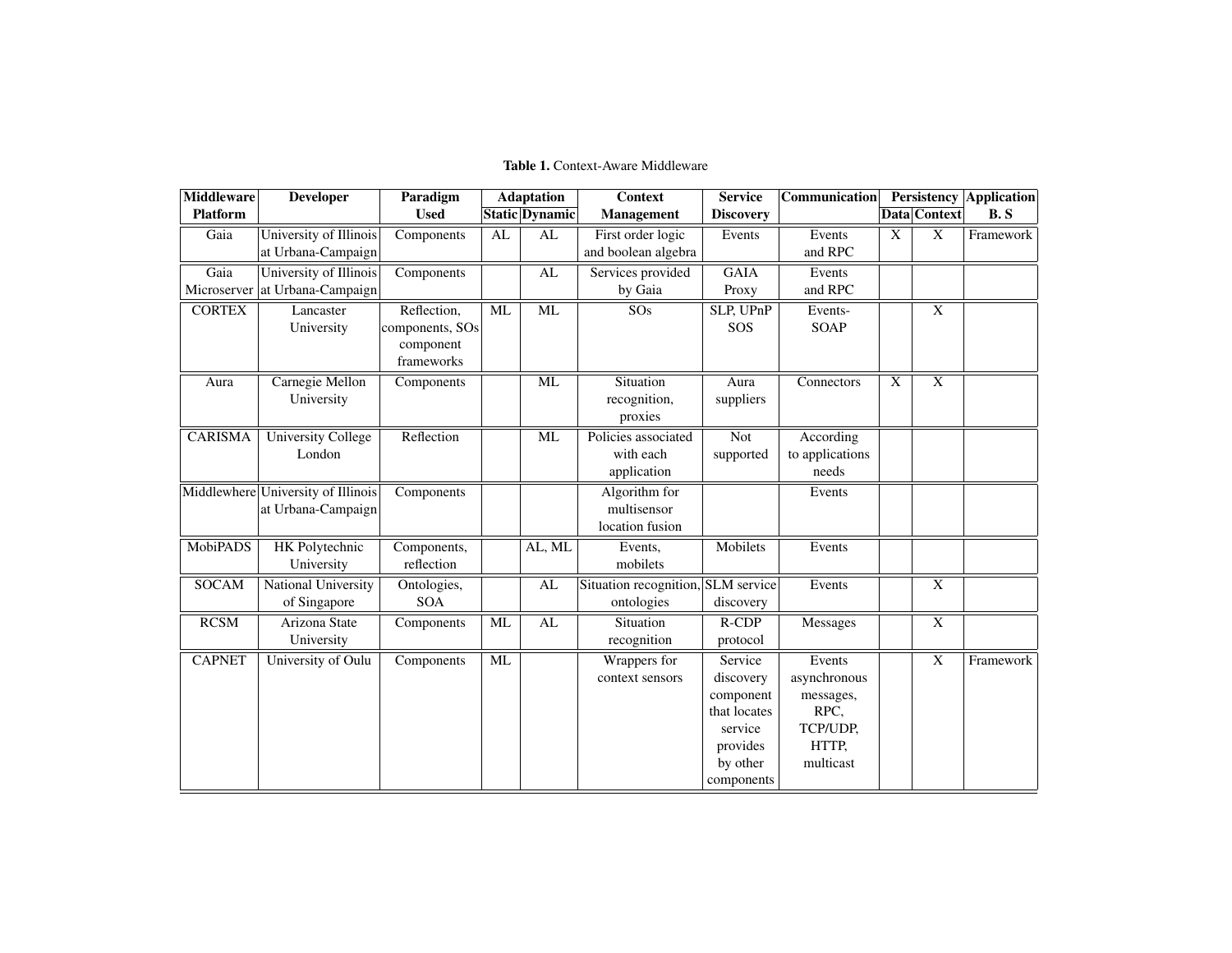**Table 1.** Context-Aware Middleware

| Middleware Platform | Developer | Paradigm Used | Adaptation | | Context Management | Service Discovery | Communication | Persistency | | Application B. S |
|---|---|---|---|---|---|---|---|---|---|---|
| | | | Static | Dynamic | | | | Data | Context | |
| Gaia | University of Illinois at Urbana-Campaign | Components | AL | AL | First order logic and boolean algebra | Events | Events and RPC | X | X | Framework |
| Gaia Microserver | University of Illinois at Urbana-Campaign | Components | | AL | Services provided by Gaia | GAIA Proxy | Events and RPC | | | |
| CORTEX | Lancaster University | Reflection, components, SOs component frameworks | ML | ML | SOs | SLP, UPnP SOS | Events- SOAP | | X | |
| Aura | Carnegie Mellon University | Components | | ML | Situation recognition, proxies | Aura suppliers | Connectors | X | X | |
| CARISMA | University College London | Reflection | | ML | Policies associated with each application | Not supported | According to applications needs | | | |
| Middlewhere | University of Illinois at Urbana-Campaign | Components | | | Algorithm for multisensor location fusion | | Events | | | |
| MobiPADS | HK Polytechnic University | Components, reflection | | AL, ML | Events, mobilets | Mobilets | Events | | | |
| SOCAM | National University of Singapore | Ontologies, SOA | | AL | Situation recognition, ontologies | SLM service discovery | Events | | X | |
| RCSM | Arizona State University | Components | ML | AL | Situation recognition | R-CDP protocol | Messages | | X | |
| CAPNET | University of Oulu | Components | ML | | Wrappers for context sensors | Service discovery component that locates service provides by other components | Events asynchronous messages, RPC, TCP/UDP, HTTP, multicast | | X | Framework |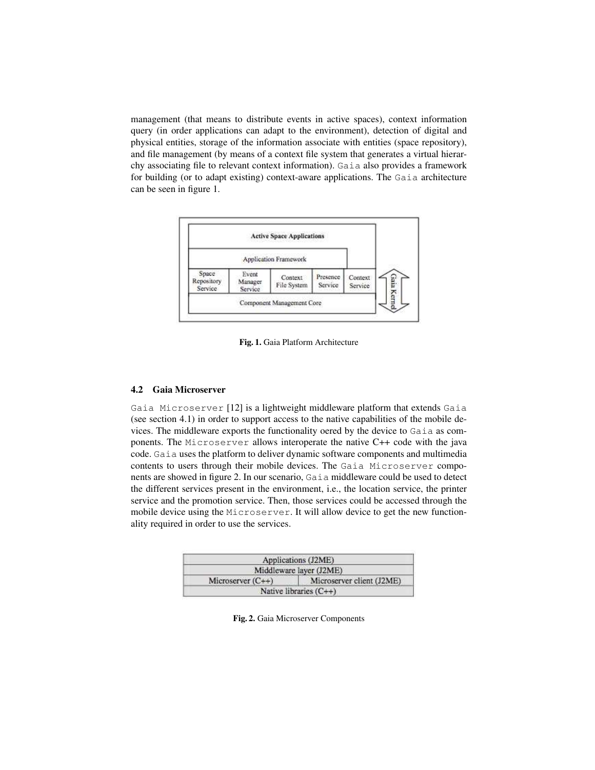management (that means to distribute events in active spaces), context information query (in order applications can adapt to the environment), detection of digital and physical entities, storage of the information associate with entities (space repository), and file management (by means of a context file system that generates a virtual hierarchy associating file to relevant context information). Gaia also provides a framework for building (or to adapt existing) context-aware applications. The Gaia architecture can be seen in figure 1.

**Fig. 1.** Gaia Platform Architecture

### 4.2 Gaia Microserver

Gaia Microserver [12] is a lightweight middleware platform that extends Gaia (see section 4.1) in order to support access to the native capabilities of the mobile devices. The middleware exports the functionality oered by the device to Gaia as components. The Microserver allows interoperate the native C++ code with the java code. Gaia uses the platform to deliver dynamic software components and multimedia contents to users through their mobile devices. The Gaia Microserver components are showed in figure 2. In our scenario, Gaia middleware could be used to detect the different services present in the environment, i.e., the location service, the printer service and the promotion service. Then, those services could be accessed through the mobile device using the Microserver. It will allow device to get the new functionality required in order to use the services.

| Applications (J2ME) | |
|---|---|
| Middleware layer (J2ME) | |
| Microserver (C++) | Microserver client (J2ME) |
| Native libraries (C++) | |

**Fig. 2.** Gaia Microserver Components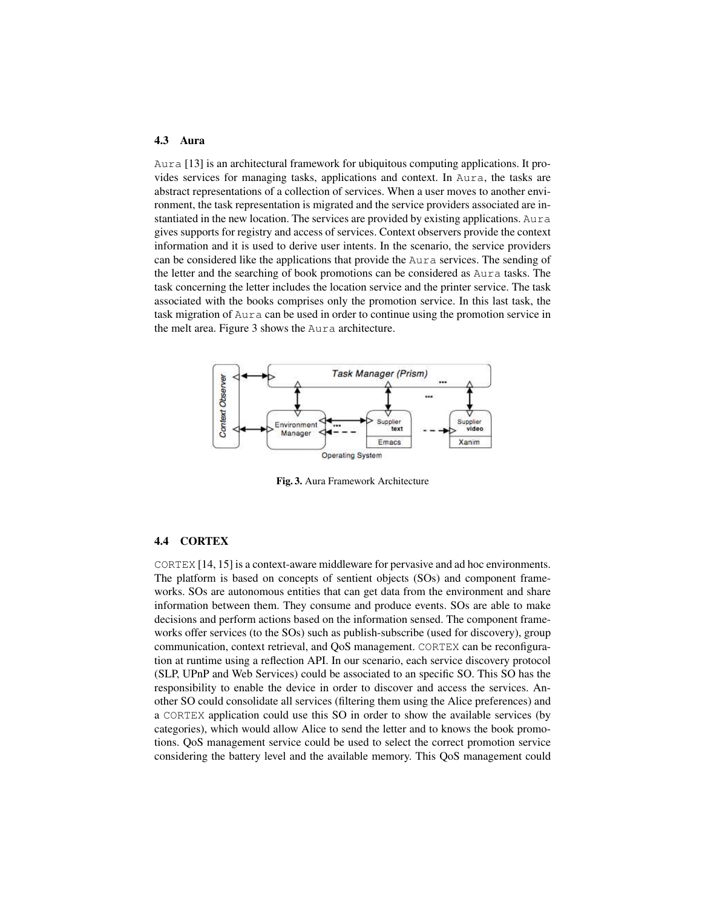### 4.3 Aura

Aura [13] is an architectural framework for ubiquitous computing applications. It provides services for managing tasks, applications and context. In Aura, the tasks are abstract representations of a collection of services. When a user moves to another environment, the task representation is migrated and the service providers associated are instantiated in the new location. The services are provided by existing applications. Aura gives supports for registry and access of services. Context observers provide the context information and it is used to derive user intents. In the scenario, the service providers can be considered like the applications that provide the Aura services. The sending of the letter and the searching of book promotions can be considered as Aura tasks. The task concerning the letter includes the location service and the printer service. The task associated with the books comprises only the promotion service. In this last task, the task migration of Aura can be used in order to continue using the promotion service in the melt area. Figure 3 shows the Aura architecture.

**Fig. 3.** Aura Framework Architecture

### 4.4 CORTEX

CORTEX [14, 15] is a context-aware middleware for pervasive and ad hoc environments. The platform is based on concepts of sentient objects (SOs) and component frameworks. SOs are autonomous entities that can get data from the environment and share information between them. They consume and produce events. SOs are able to make decisions and perform actions based on the information sensed. The component frameworks offer services (to the SOs) such as publish-subscribe (used for discovery), group communication, context retrieval, and QoS management. CORTEX can be reconfiguration at runtime using a reflection API. In our scenario, each service discovery protocol (SLP, UPnP and Web Services) could be associated to an specific SO. This SO has the responsibility to enable the device in order to discover and access the services. Another SO could consolidate all services (filtering them using the Alice preferences) and a CORTEX application could use this SO in order to show the available services (by categories), which would allow Alice to send the letter and to knows the book promotions. QoS management service could be used to select the correct promotion service considering the battery level and the available memory. This QoS management could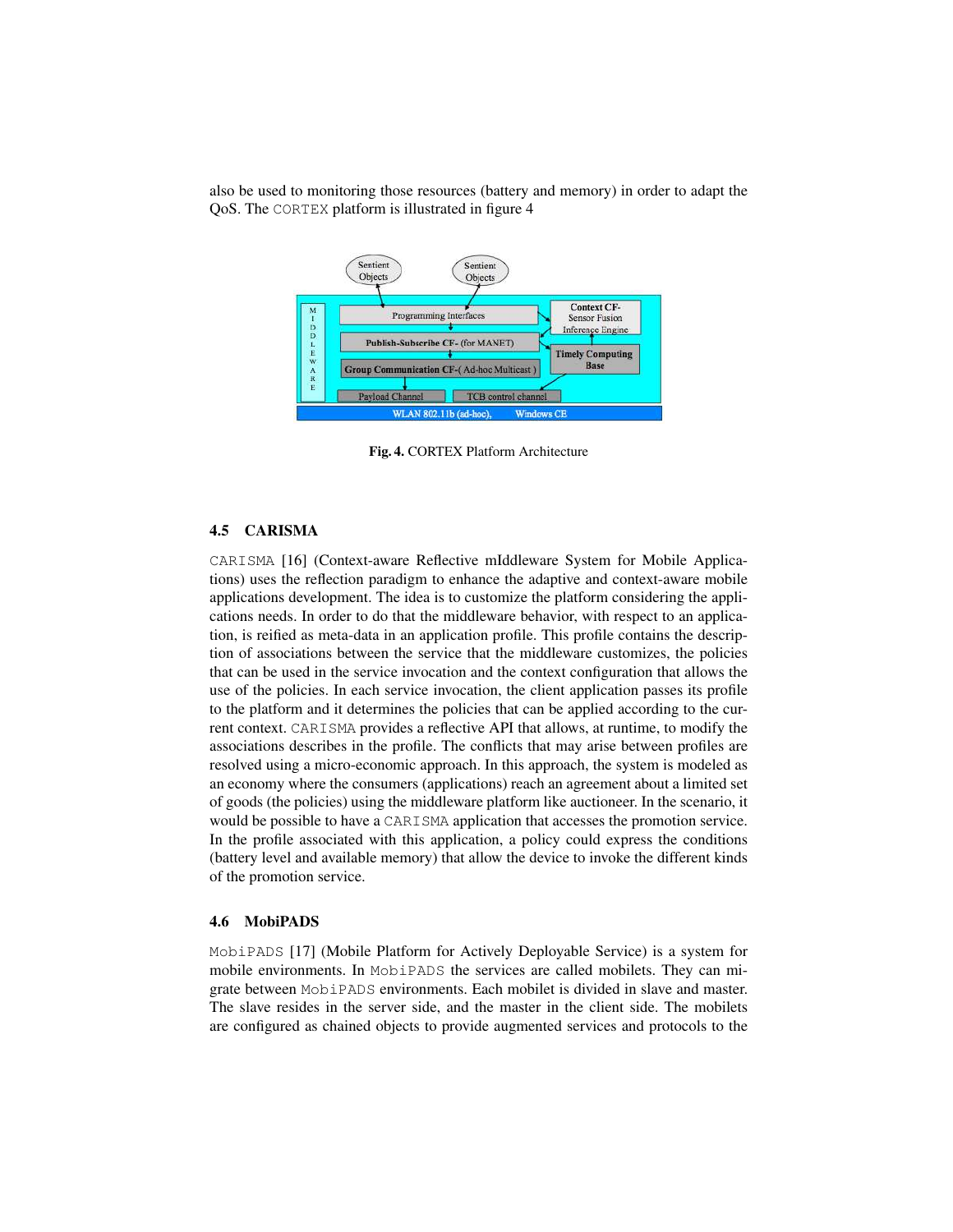also be used to monitoring those resources (battery and memory) in order to adapt the QoS. The CORTEX platform is illustrated in figure 4

Fig. 4. CORTEX Platform Architecture

### 4.5 CARISMA

CARISMA [16] (Context-aware Reflective mIddleware System for Mobile Applications) uses the reflection paradigm to enhance the adaptive and context-aware mobile applications development. The idea is to customize the platform considering the applications needs. In order to do that the middleware behavior, with respect to an application, is reified as meta-data in an application profile. This profile contains the description of associations between the service that the middleware customizes, the policies that can be used in the service invocation and the context configuration that allows the use of the policies. In each service invocation, the client application passes its profile to the platform and it determines the policies that can be applied according to the current context. CARISMA provides a reflective API that allows, at runtime, to modify the associations describes in the profile. The conflicts that may arise between profiles are resolved using a micro-economic approach. In this approach, the system is modeled as an economy where the consumers (applications) reach an agreement about a limited set of goods (the policies) using the middleware platform like auctioneer. In the scenario, it would be possible to have a CARISMA application that accesses the promotion service. In the profile associated with this application, a policy could express the conditions (battery level and available memory) that allow the device to invoke the different kinds of the promotion service.

### 4.6 MobiPADS

MobiPADS [17] (Mobile Platform for Actively Deployable Service) is a system for mobile environments. In MobiPADS the services are called mobilets. They can migrate between MobiPADS environments. Each mobilet is divided in slave and master. The slave resides in the server side, and the master in the client side. The mobilets are configured as chained objects to provide augmented services and protocols to the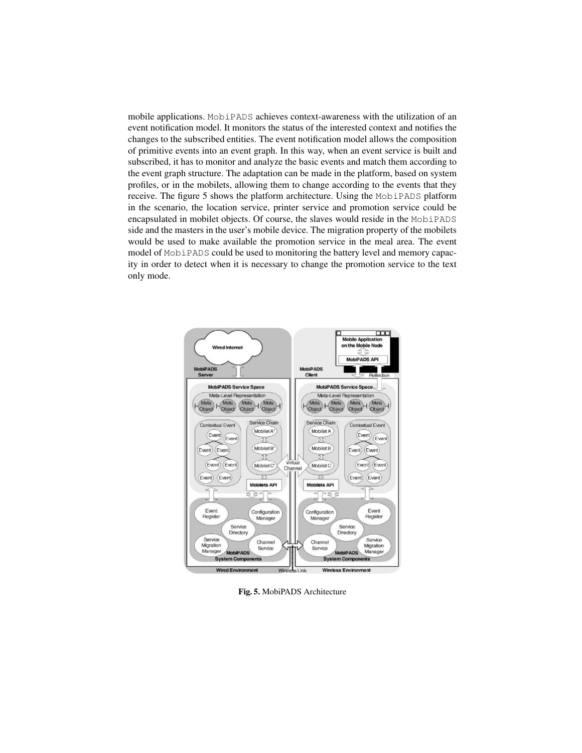mobile applications. MobiPADS achieves context-awareness with the utilization of an event notification model. It monitors the status of the interested context and notifies the changes to the subscribed entities. The event notification model allows the composition of primitive events into an event graph. In this way, when an event service is built and subscribed, it has to monitor and analyze the basic events and match them according to the event graph structure. The adaptation can be made in the platform, based on system profiles, or in the mobilets, allowing them to change according to the events that they receive. The figure 5 shows the platform architecture. Using the MobiPADS platform in the scenario, the location service, printer service and promotion service could be encapsulated in mobilet objects. Of course, the slaves would reside in the MobiPADS side and the masters in the user's mobile device. The migration property of the mobilets would be used to make available the promotion service in the meal area. The event model of MobiPADS could be used to monitoring the battery level and memory capacity in order to detect when it is necessary to change the promotion service to the text only mode.

**Fig. 5.** MobiPADS Architecture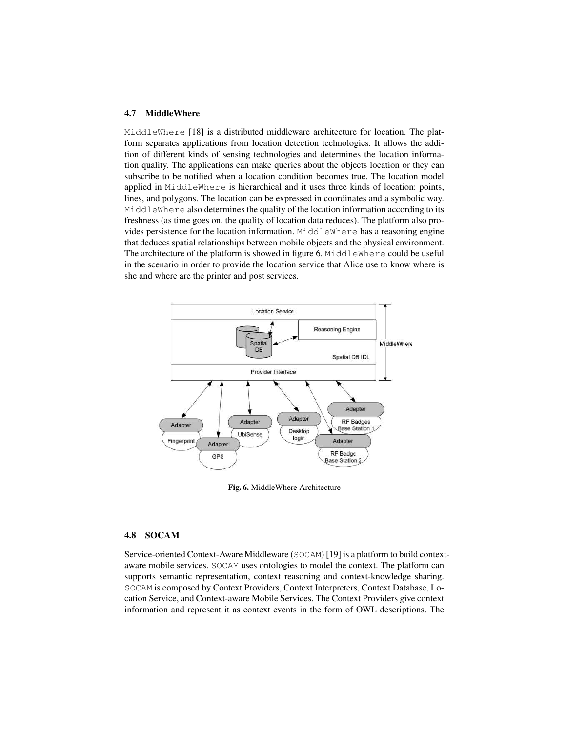### 4.7 MiddleWhere

MiddleWhere [18] is a distributed middleware architecture for location. The platform separates applications from location detection technologies. It allows the addition of different kinds of sensing technologies and determines the location information quality. The applications can make queries about the objects location or they can subscribe to be notified when a location condition becomes true. The location model applied in MiddleWhere is hierarchical and it uses three kinds of location: points, lines, and polygons. The location can be expressed in coordinates and a symbolic way. MiddleWhere also determines the quality of the location information according to its freshness (as time goes on, the quality of location data reduces). The platform also provides persistence for the location information. MiddleWhere has a reasoning engine that deduces spatial relationships between mobile objects and the physical environment. The architecture of the platform is showed in figure 6. MiddleWhere could be useful in the scenario in order to provide the location service that Alice use to know where is she and where are the printer and post services.

**Fig. 6.** MiddleWhere Architecture

### 4.8 SOCAM

Service-oriented Context-Aware Middleware (SOCAM) [19] is a platform to build context-aware mobile services. SOCAM uses ontologies to model the context. The platform can supports semantic representation, context reasoning and context-knowledge sharing. SOCAM is composed by Context Providers, Context Interpreters, Context Database, Location Service, and Context-aware Mobile Services. The Context Providers give context information and represent it as context events in the form of OWL descriptions. The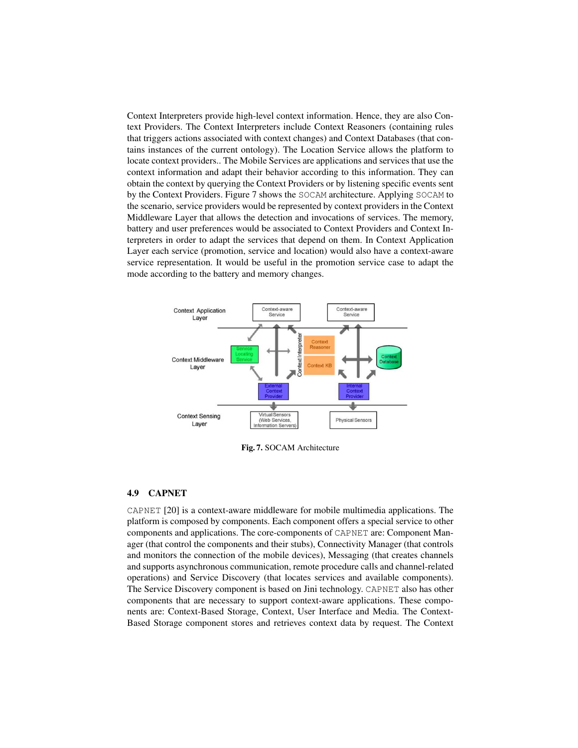Context Interpreters provide high-level context information. Hence, they are also Context Providers. The Context Interpreters include Context Reasoners (containing rules that triggers actions associated with context changes) and Context Databases (that contains instances of the current ontology). The Location Service allows the platform to locate context providers.. The Mobile Services are applications and services that use the context information and adapt their behavior according to this information. They can obtain the context by querying the Context Providers or by listening specific events sent by the Context Providers. Figure 7 shows the SOCAM architecture. Applying SOCAM to the scenario, service providers would be represented by context providers in the Context Middleware Layer that allows the detection and invocations of services. The memory, battery and user preferences would be associated to Context Providers and Context Interpreters in order to adapt the services that depend on them. In Context Application Layer each service (promotion, service and location) would also have a context-aware service representation. It would be useful in the promotion service case to adapt the mode according to the battery and memory changes.

**Fig. 7.** SOCAM Architecture

### 4.9 CAPNET

CAPNET [20] is a context-aware middleware for mobile multimedia applications. The platform is composed by components. Each component offers a special service to other components and applications. The core-components of CAPNET are: Component Manager (that control the components and their stubs), Connectivity Manager (that controls and monitors the connection of the mobile devices), Messaging (that creates channels and supports asynchronous communication, remote procedure calls and channel-related operations) and Service Discovery (that locates services and available components). The Service Discovery component is based on Jini technology. CAPNET also has other components that are necessary to support context-aware applications. These components are: Context-Based Storage, Context, User Interface and Media. The Context-Based Storage component stores and retrieves context data by request. The Context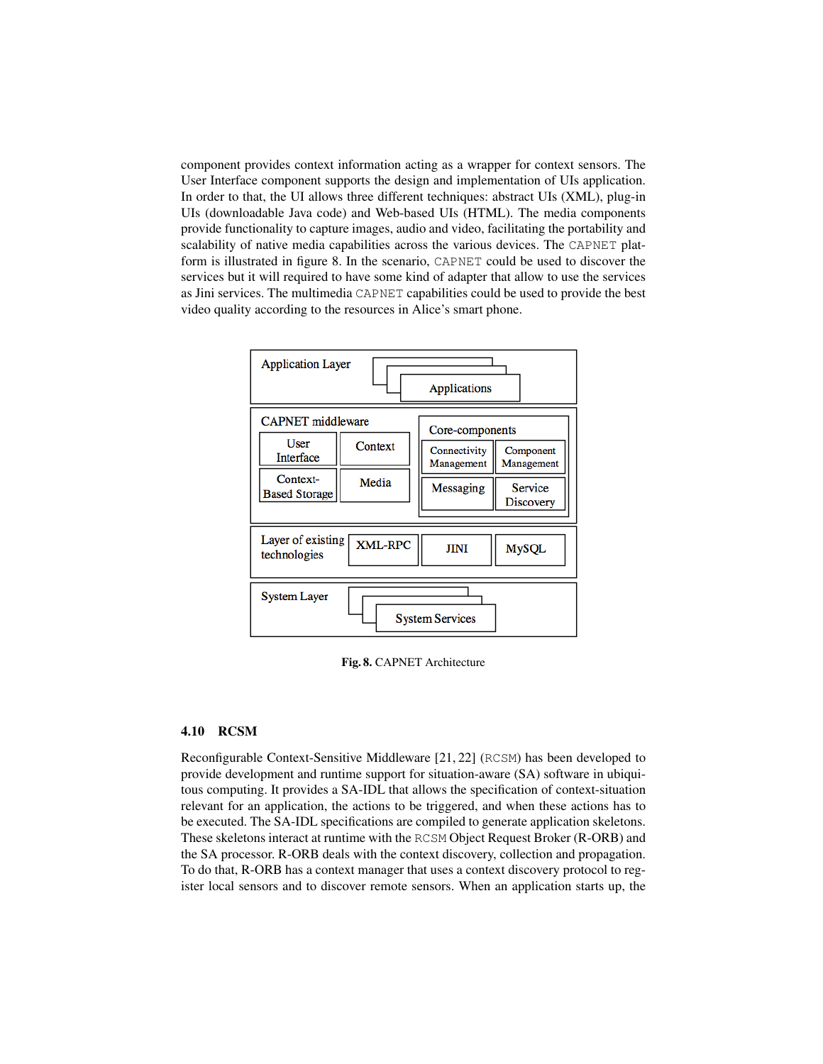component provides context information acting as a wrapper for context sensors. The User Interface component supports the design and implementation of UIs application. In order to that, the UI allows three different techniques: abstract UIs (XML), plug-in UIs (downloadable Java code) and Web-based UIs (HTML). The media components provide functionality to capture images, audio and video, facilitating the portability and scalability of native media capabilities across the various devices. The CAPNET platform is illustrated in figure 8. In the scenario, CAPNET could be used to discover the services but it will required to have some kind of adapter that allow to use the services as Jini services. The multimedia CAPNET capabilities could be used to provide the best video quality according to the resources in Alice's smart phone.

**Fig. 8.** CAPNET Architecture

### 4.10 RCSM

Reconfigurable Context-Sensitive Middleware [21, 22] (RCSM) has been developed to provide development and runtime support for situation-aware (SA) software in ubiquitous computing. It provides a SA-IDL that allows the specification of context-situation relevant for an application, the actions to be triggered, and when these actions has to be executed. The SA-IDL specifications are compiled to generate application skeletons. These skeletons interact at runtime with the RCSM Object Request Broker (R-ORB) and the SA processor. R-ORB deals with the context discovery, collection and propagation. To do that, R-ORB has a context manager that uses a context discovery protocol to register local sensors and to discover remote sensors. When an application starts up, the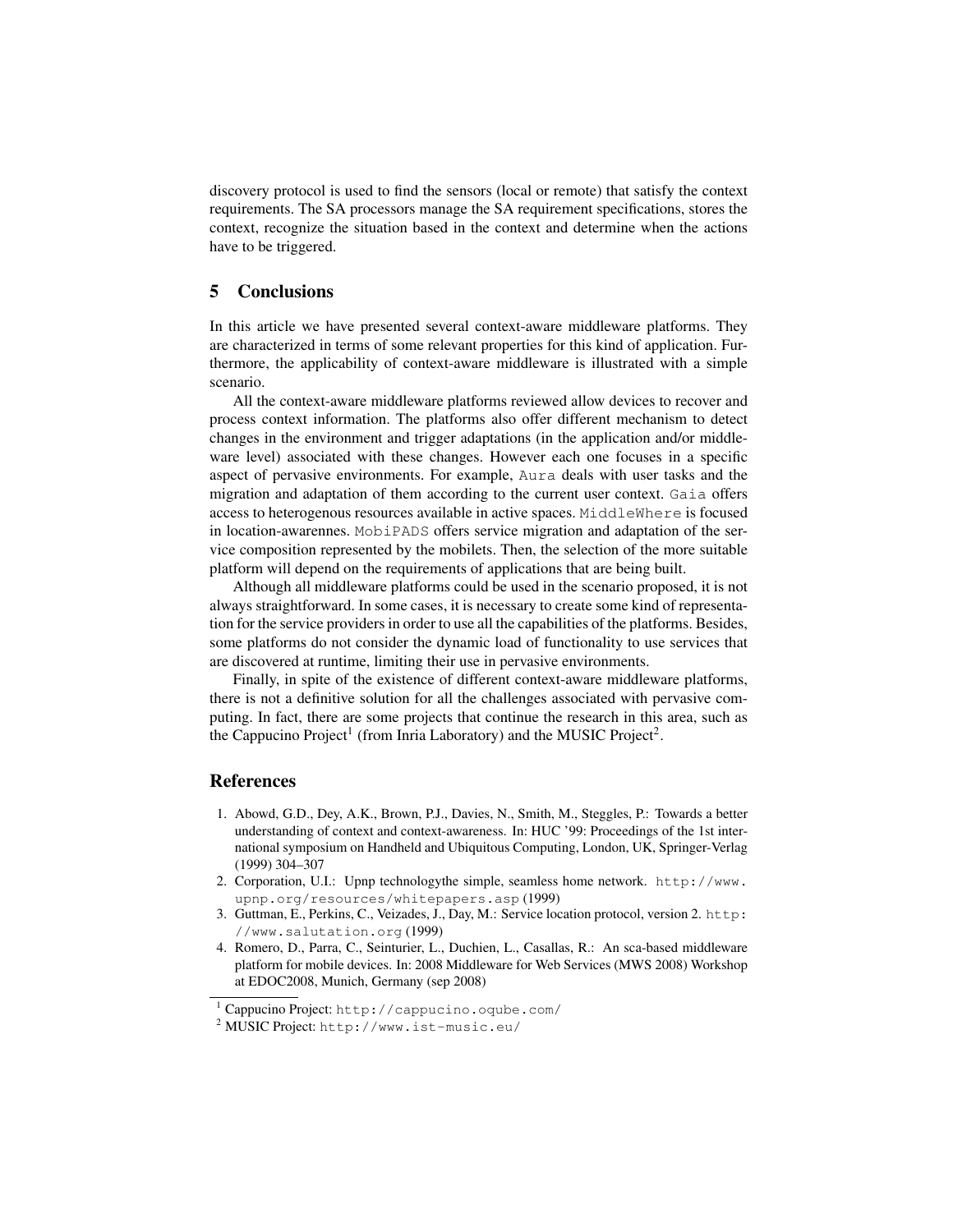discovery protocol is used to find the sensors (local or remote) that satisfy the context requirements. The SA processors manage the SA requirement specifications, stores the context, recognize the situation based in the context and determine when the actions have to be triggered.

## 5 Conclusions

In this article we have presented several context-aware middleware platforms. They are characterized in terms of some relevant properties for this kind of application. Furthermore, the applicability of context-aware middleware is illustrated with a simple scenario.

All the context-aware middleware platforms reviewed allow devices to recover and process context information. The platforms also offer different mechanism to detect changes in the environment and trigger adaptations (in the application and/or middleware level) associated with these changes. However each one focuses in a specific aspect of pervasive environments. For example, `Aura` deals with user tasks and the migration and adaptation of them according to the current user context. `Gaia` offers access to heterogenous resources available in active spaces. `MiddleWhere` is focused in location-awarennes. `MobiPADS` offers service migration and adaptation of the service composition represented by the mobilets. Then, the selection of the more suitable platform will depend on the requirements of applications that are being built.

Although all middleware platforms could be used in the scenario proposed, it is not always straightforward. In some cases, it is necessary to create some kind of representation for the service providers in order to use all the capabilities of the platforms. Besides, some platforms do not consider the dynamic load of functionality to use services that are discovered at runtime, limiting their use in pervasive environments.

Finally, in spite of the existence of different context-aware middleware platforms, there is not a definitive solution for all the challenges associated with pervasive computing. In fact, there are some projects that continue the research in this area, such as the Cappucino Project[1] (from Inria Laboratory) and the MUSIC Project[2].

## References

1. Abowd, G.D., Dey, A.K., Brown, P.J., Davies, N., Smith, M., Steggles, P.: Towards a better understanding of context and context-awareness. In: HUC '99: Proceedings of the 1st international symposium on Handheld and Ubiquitous Computing, London, UK, Springer-Verlag (1999) 304–307
2. Corporation, U.I.: Upnp technologythe simple, seamless home network. `http://www.upnp.org/resources/whitepapers.asp` (1999)
3. Guttman, E., Perkins, C., Veizades, J., Day, M.: Service location protocol, version 2. `http://www.salutation.org` (1999)
4. Romero, D., Parra, C., Seinturier, L., Duchien, L., Casallas, R.: An sca-based middleware platform for mobile devices. In: 2008 Middleware for Web Services (MWS 2008) Workshop at EDOC2008, Munich, Germany (sep 2008)

---

[1] Cappucino Project: `http://cappucino.oqube.com/`

[2] MUSIC Project: `http://www.ist-music.eu/`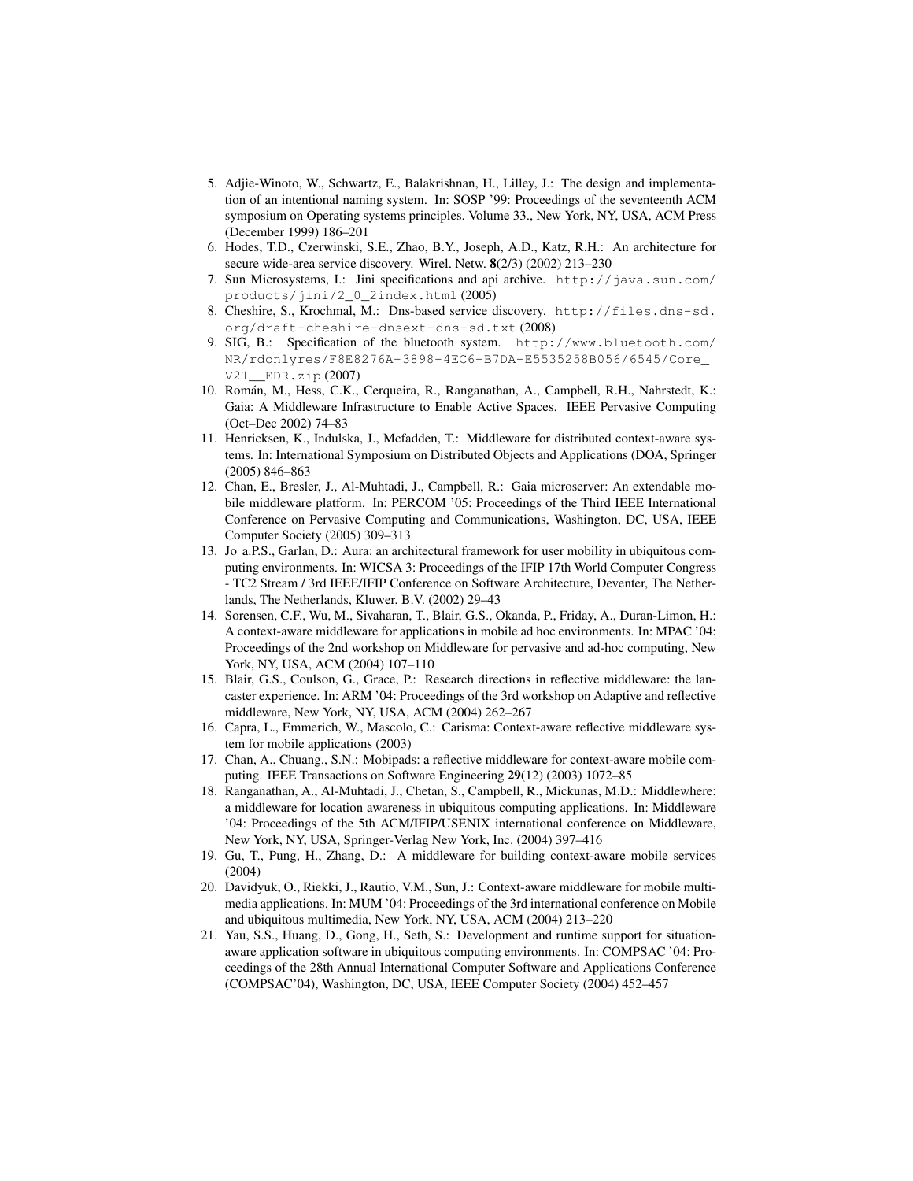5. Adjie-Winoto, W., Schwartz, E., Balakrishnan, H., Lilley, J.: The design and implementation of an intentional naming system. In: SOSP '99: Proceedings of the seventeenth ACM symposium on Operating systems principles. Volume 33., New York, NY, USA, ACM Press (December 1999) 186–201
6. Hodes, T.D., Czerwinski, S.E., Zhao, B.Y., Joseph, A.D., Katz, R.H.: An architecture for secure wide-area service discovery. Wirel. Netw. **8**(2/3) (2002) 213–230
7. Sun Microsystems, I.: Jini specifications and api archive. http://java.sun.com/products/jini/2_0_2index.html (2005)
8. Cheshire, S., Krochmal, M.: Dns-based service discovery. http://files.dns-sd.org/draft-cheshire-dnsext-dns-sd.txt (2008)
9. SIG, B.: Specification of the bluetooth system. http://www.bluetooth.com/NR/rdonlyres/F8E8276A-3898-4EC6-B7DA-E5535258B056/6545/Core_V21__EDR.zip (2007)
10. Román, M., Hess, C.K., Cerqueira, R., Ranganathan, A., Campbell, R.H., Nahrstedt, K.: Gaia: A Middleware Infrastructure to Enable Active Spaces. IEEE Pervasive Computing (Oct–Dec 2002) 74–83
11. Henricksen, K., Indulska, J., Mcfadden, T.: Middleware for distributed context-aware systems. In: International Symposium on Distributed Objects and Applications (DOA, Springer (2005) 846–863
12. Chan, E., Bresler, J., Al-Muhtadi, J., Campbell, R.: Gaia microserver: An extendable mobile middleware platform. In: PERCOM '05: Proceedings of the Third IEEE International Conference on Pervasive Computing and Communications, Washington, DC, USA, IEEE Computer Society (2005) 309–313
13. Jo a.P.S., Garlan, D.: Aura: an architectural framework for user mobility in ubiquitous computing environments. In: WICSA 3: Proceedings of the IFIP 17th World Computer Congress - TC2 Stream / 3rd IEEE/IFIP Conference on Software Architecture, Deventer, The Netherlands, The Netherlands, Kluwer, B.V. (2002) 29–43
14. Sorensen, C.F., Wu, M., Sivaharan, T., Blair, G.S., Okanda, P., Friday, A., Duran-Limon, H.: A context-aware middleware for applications in mobile ad hoc environments. In: MPAC '04: Proceedings of the 2nd workshop on Middleware for pervasive and ad-hoc computing, New York, NY, USA, ACM (2004) 107–110
15. Blair, G.S., Coulson, G., Grace, P.: Research directions in reflective middleware: the lancaster experience. In: ARM '04: Proceedings of the 3rd workshop on Adaptive and reflective middleware, New York, NY, USA, ACM (2004) 262–267
16. Capra, L., Emmerich, W., Mascolo, C.: Carisma: Context-aware reflective middleware system for mobile applications (2003)
17. Chan, A., Chuang., S.N.: Mobipads: a reflective middleware for context-aware mobile computing. IEEE Transactions on Software Engineering **29**(12) (2003) 1072–85
18. Ranganathan, A., Al-Muhtadi, J., Chetan, S., Campbell, R., Mickunas, M.D.: Middlewhere: a middleware for location awareness in ubiquitous computing applications. In: Middleware '04: Proceedings of the 5th ACM/IFIP/USENIX international conference on Middleware, New York, NY, USA, Springer-Verlag New York, Inc. (2004) 397–416
19. Gu, T., Pung, H., Zhang, D.: A middleware for building context-aware mobile services (2004)
20. Davidyuk, O., Riekki, J., Rautio, V.M., Sun, J.: Context-aware middleware for mobile multimedia applications. In: MUM '04: Proceedings of the 3rd international conference on Mobile and ubiquitous multimedia, New York, NY, USA, ACM (2004) 213–220
21. Yau, S.S., Huang, D., Gong, H., Seth, S.: Development and runtime support for situation-aware application software in ubiquitous computing environments. In: COMPSAC '04: Proceedings of the 28th Annual International Computer Software and Applications Conference (COMPSAC'04), Washington, DC, USA, IEEE Computer Society (2004) 452–457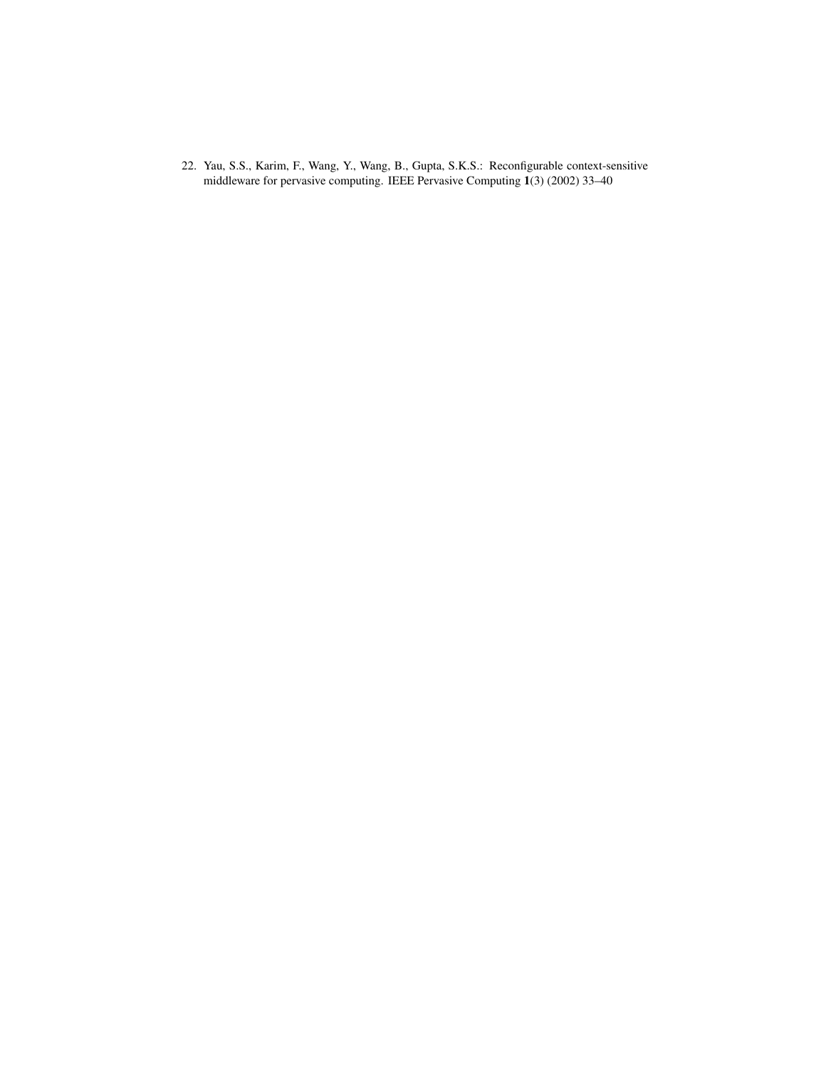22. Yau, S.S., Karim, F., Wang, Y., Wang, B., Gupta, S.K.S.: Reconfigurable context-sensitive middleware for pervasive computing. IEEE Pervasive Computing **1**(3) (2002) 33–40